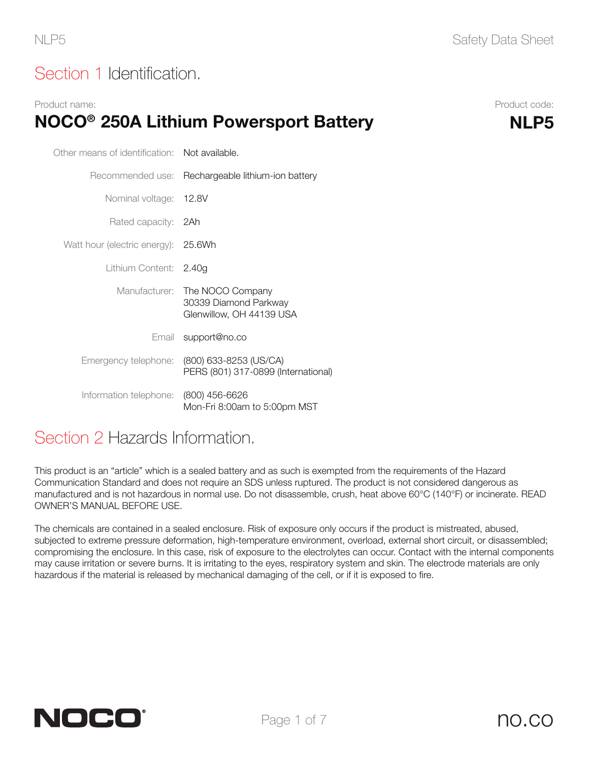# Section 1 Identification.

Product name:

## NOCO® 250A Lithium Powersport Battery

Product code:

**NLP5**

| | |
|---|---|
| Other means of identification: | Not available. |
| Recommended use: | Rechargeable lithium-ion battery |
| Nominal voltage: | 12.8V |
| Rated capacity: | 2Ah |
| Watt hour (electric energy): | 25.6Wh |
| Lithium Content: | 2.40g |
| Manufacturer: | The NOCO Company<br>30339 Diamond Parkway<br>Glenwillow, OH 44139 USA |
| Email | support@no.co |
| Emergency telephone: | (800) 633-8253 (US/CA)<br>PERS (801) 317-0899 (International) |
| Information telephone: | (800) 456-6626<br>Mon-Fri 8:00am to 5:00pm MST |

# Section 2 Hazards Information.

This product is an "article" which is a sealed battery and as such is exempted from the requirements of the Hazard Communication Standard and does not require an SDS unless ruptured. The product is not considered dangerous as manufactured and is not hazardous in normal use. Do not disassemble, crush, heat above 60°C (140°F) or incinerate. READ OWNER'S MANUAL BEFORE USE.

The chemicals are contained in a sealed enclosure. Risk of exposure only occurs if the product is mistreated, abused, subjected to extreme pressure deformation, high-temperature environment, overload, external short circuit, or disassembled; compromising the enclosure. In this case, risk of exposure to the electrolytes can occur. Contact with the internal components may cause irritation or severe burns. It is irritating to the eyes, respiratory system and skin. The electrode materials are only hazardous if the material is released by mechanical damaging of the cell, or if it is exposed to fire.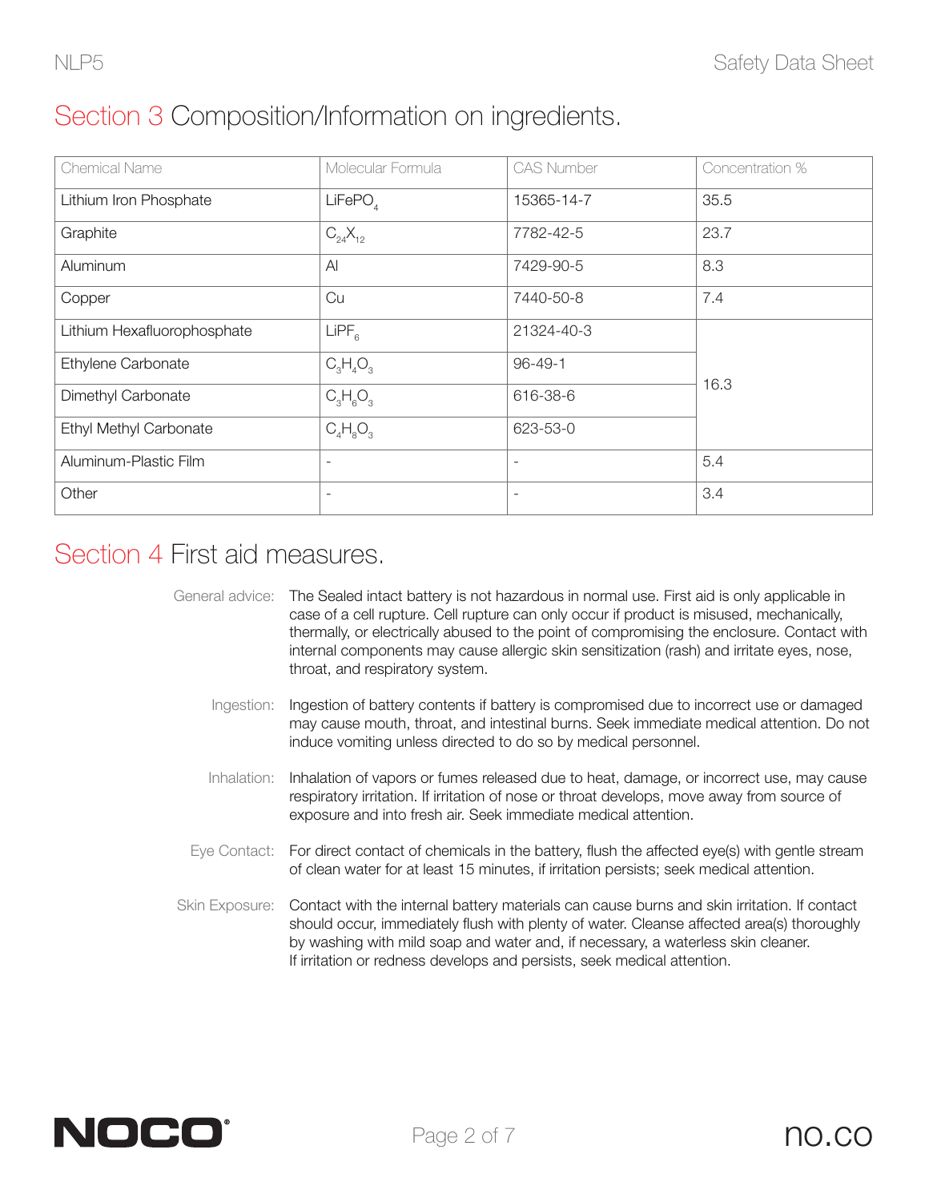## Section 3 Composition/Information on ingredients.

| Chemical Name | Molecular Formula | CAS Number | Concentration % |
|---|---|---|---|
| Lithium Iron Phosphate | $LiFePO_4$ | 15365-14-7 | 35.5 |
| Graphite | $C_{24}X_{12}$ | 7782-42-5 | 23.7 |
| Aluminum | Al | 7429-90-5 | 8.3 |
| Copper | Cu | 7440-50-8 | 7.4 |
| Lithium Hexafluorophosphate | $LiPF_6$ | 21324-40-3 | 16.3 |
| Ethylene Carbonate | $C_3H_4O_3$ | 96-49-1 | |
| Dimethyl Carbonate | $C_3H_6O_3$ | 616-38-6 | |
| Ethyl Methyl Carbonate | $C_4H_8O_3$ | 623-53-0 | |
| Aluminum-Plastic Film | - | - | 5.4 |
| Other | - | - | 3.4 |

## Section 4 First aid measures.

**General advice:** The Sealed intact battery is not hazardous in normal use. First aid is only applicable in case of a cell rupture. Cell rupture can only occur if product is misused, mechanically, thermally, or electrically abused to the point of compromising the enclosure. Contact with internal components may cause allergic skin sensitization (rash) and irritate eyes, nose, throat, and respiratory system.

**Ingestion:** Ingestion of battery contents if battery is compromised due to incorrect use or damaged may cause mouth, throat, and intestinal burns. Seek immediate medical attention. Do not induce vomiting unless directed to do so by medical personnel.

**Inhalation:** Inhalation of vapors or fumes released due to heat, damage, or incorrect use, may cause respiratory irritation. If irritation of nose or throat develops, move away from source of exposure and into fresh air. Seek immediate medical attention.

**Eye Contact:** For direct contact of chemicals in the battery, flush the affected eye(s) with gentle stream of clean water for at least 15 minutes, if irritation persists; seek medical attention.

**Skin Exposure:** Contact with the internal battery materials can cause burns and skin irritation. If contact should occur, immediately flush with plenty of water. Cleanse affected area(s) thoroughly by washing with mild soap and water and, if necessary, a waterless skin cleaner. If irritation or redness develops and persists, seek medical attention.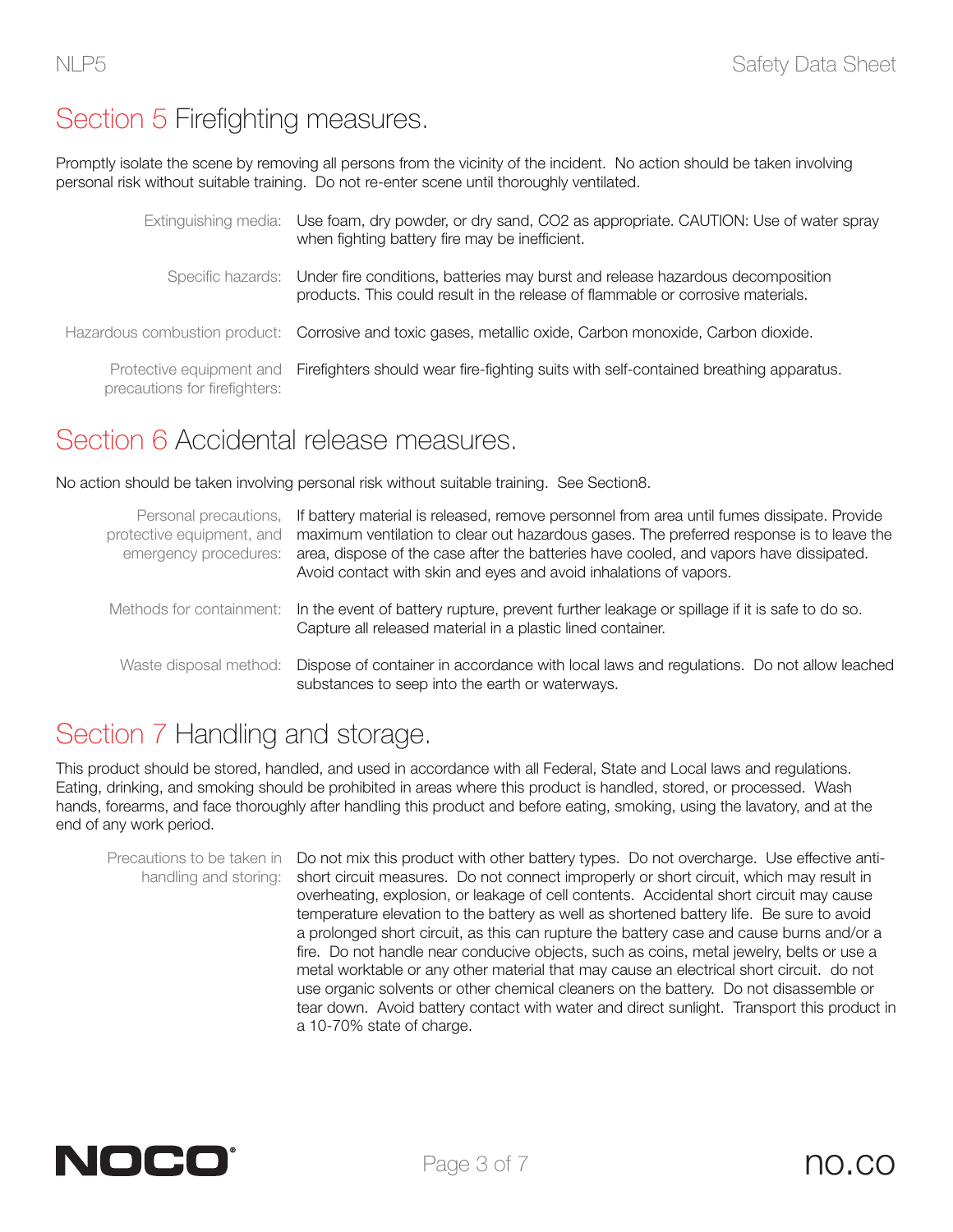## Section 5 Firefighting measures.

Promptly isolate the scene by removing all persons from the vicinity of the incident. No action should be taken involving personal risk without suitable training. Do not re-enter scene until thoroughly ventilated.

| | |
|---|---|
| Extinguishing media: | Use foam, dry powder, or dry sand, CO2 as appropriate. CAUTION: Use of water spray when fighting battery fire may be inefficient. |
| Specific hazards: | Under fire conditions, batteries may burst and release hazardous decomposition products. This could result in the release of flammable or corrosive materials. |
| Hazardous combustion product: | Corrosive and toxic gases, metallic oxide, Carbon monoxide, Carbon dioxide. |
| Protective equipment and precautions for firefighters: | Firefighters should wear fire-fighting suits with self-contained breathing apparatus. |

## Section 6 Accidental release measures.

No action should be taken involving personal risk without suitable training. See Section8.

| | |
|---|---|
| Personal precautions, protective equipment, and emergency procedures: | If battery material is released, remove personnel from area until fumes dissipate. Provide maximum ventilation to clear out hazardous gases. The preferred response is to leave the area, dispose of the case after the batteries have cooled, and vapors have dissipated. Avoid contact with skin and eyes and avoid inhalations of vapors. |
| Methods for containment: | In the event of battery rupture, prevent further leakage or spillage if it is safe to do so. Capture all released material in a plastic lined container. |
| Waste disposal method: | Dispose of container in accordance with local laws and regulations. Do not allow leached substances to seep into the earth or waterways. |

## Section 7 Handling and storage.

This product should be stored, handled, and used in accordance with all Federal, State and Local laws and regulations. Eating, drinking, and smoking should be prohibited in areas where this product is handled, stored, or processed. Wash hands, forearms, and face thoroughly after handling this product and before eating, smoking, using the lavatory, and at the end of any work period.

| | |
|---|---|
| Precautions to be taken in handling and storing: | Do not mix this product with other battery types. Do not overcharge. Use effective anti-short circuit measures. Do not connect improperly or short circuit, which may result in overheating, explosion, or leakage of cell contents. Accidental short circuit may cause temperature elevation to the battery as well as shortened battery life. Be sure to avoid a prolonged short circuit, as this can rupture the battery case and cause burns and/or a fire. Do not handle near conducive objects, such as coins, metal jewelry, belts or use a metal worktable or any other material that may cause an electrical short circuit. do not use organic solvents or other chemical cleaners on the battery. Do not disassemble or tear down. Avoid battery contact with water and direct sunlight. Transport this product in a 10-70% state of charge. |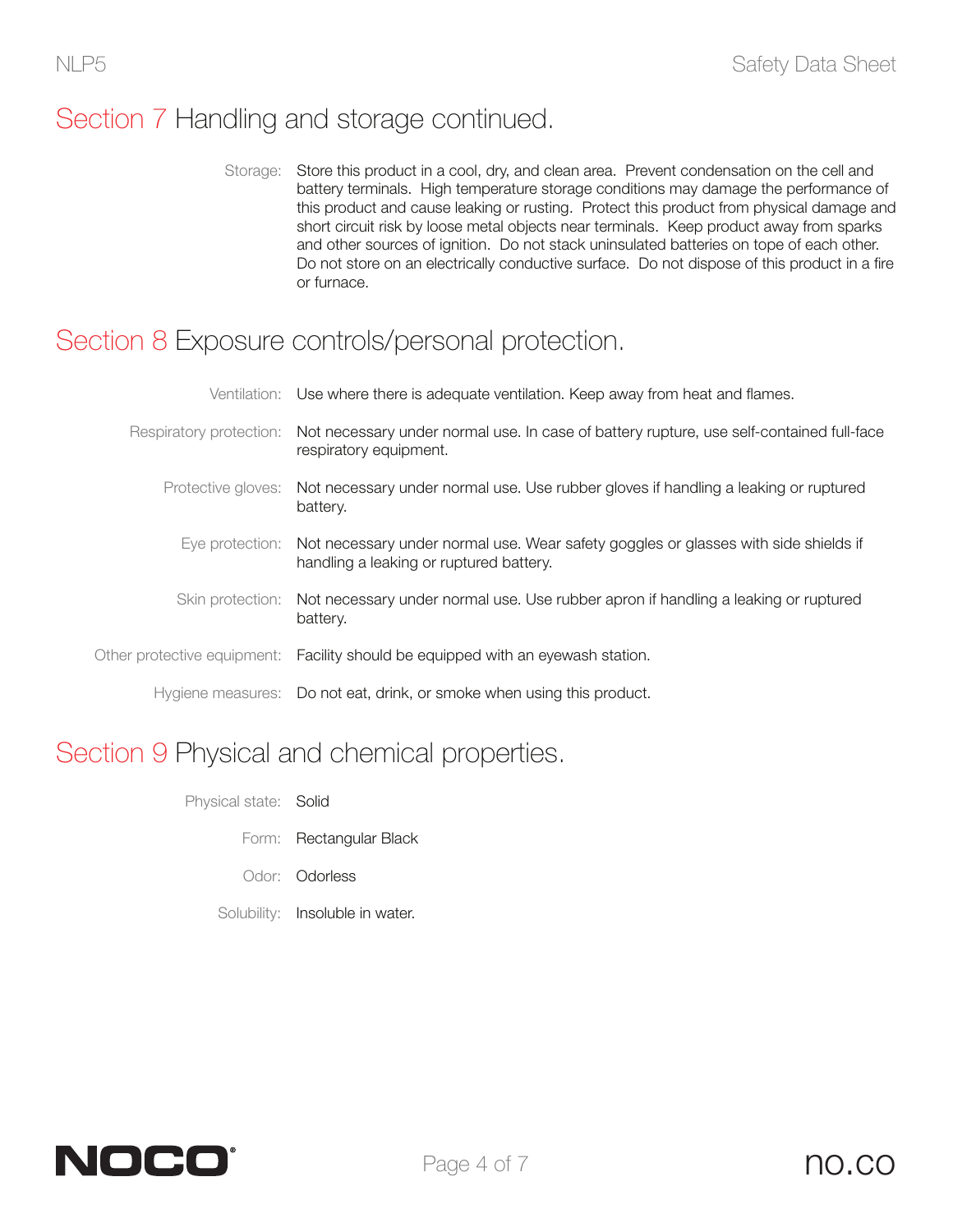## Section 7 Handling and storage continued.

Storage: Store this product in a cool, dry, and clean area. Prevent condensation on the cell and battery terminals. High temperature storage conditions may damage the performance of this product and cause leaking or rusting. Protect this product from physical damage and short circuit risk by loose metal objects near terminals. Keep product away from sparks and other sources of ignition. Do not stack uninsulated batteries on tope of each other. Do not store on an electrically conductive surface. Do not dispose of this product in a fire or furnace.

## Section 8 Exposure controls/personal protection.

Ventilation: Use where there is adequate ventilation. Keep away from heat and flames.

Respiratory protection: Not necessary under normal use. In case of battery rupture, use self-contained full-face respiratory equipment.

Protective gloves: Not necessary under normal use. Use rubber gloves if handling a leaking or ruptured battery.

Eye protection: Not necessary under normal use. Wear safety goggles or glasses with side shields if handling a leaking or ruptured battery.

Skin protection: Not necessary under normal use. Use rubber apron if handling a leaking or ruptured battery.

Other protective equipment: Facility should be equipped with an eyewash station.

Hygiene measures: Do not eat, drink, or smoke when using this product.

## Section 9 Physical and chemical properties.

Physical state: Solid

Form: Rectangular Black

Odor: Odorless

Solubility: Insoluble in water.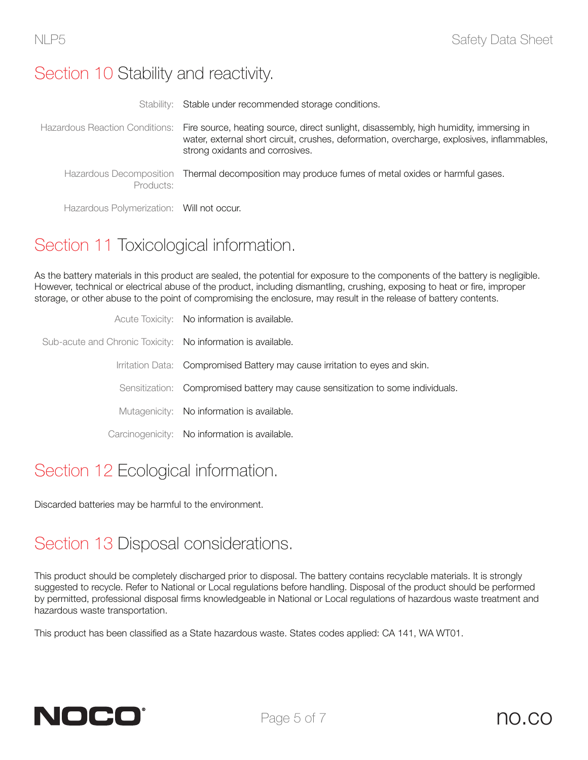## Section 10 Stability and reactivity.

| | |
|---|---|
| Stability: | Stable under recommended storage conditions. |
| Hazardous Reaction Conditions: | Fire source, heating source, direct sunlight, disassembly, high humidity, immersing in water, external short circuit, crushes, deformation, overcharge, explosives, inflammables, strong oxidants and corrosives. |
| Hazardous Decomposition Products: | Thermal decomposition may produce fumes of metal oxides or harmful gases. |
| Hazardous Polymerization: | Will not occur. |

## Section 11 Toxicological information.

As the battery materials in this product are sealed, the potential for exposure to the components of the battery is negligible. However, technical or electrical abuse of the product, including dismantling, crushing, exposing to heat or fire, improper storage, or other abuse to the point of compromising the enclosure, may result in the release of battery contents.

| | |
|---|---|
| Acute Toxicity: | No information is available. |
| Sub-acute and Chronic Toxicity: | No information is available. |
| Irritation Data: | Compromised Battery may cause irritation to eyes and skin. |
| Sensitization: | Compromised battery may cause sensitization to some individuals. |
| Mutagenicity: | No information is available. |
| Carcinogenicity: | No information is available. |

## Section 12 Ecological information.

Discarded batteries may be harmful to the environment.

## Section 13 Disposal considerations.

This product should be completely discharged prior to disposal. The battery contains recyclable materials. It is strongly suggested to recycle. Refer to National or Local regulations before handling. Disposal of the product should be performed by permitted, professional disposal firms knowledgeable in National or Local regulations of hazardous waste treatment and hazardous waste transportation.

This product has been classified as a State hazardous waste. States codes applied: CA 141, WA WT01.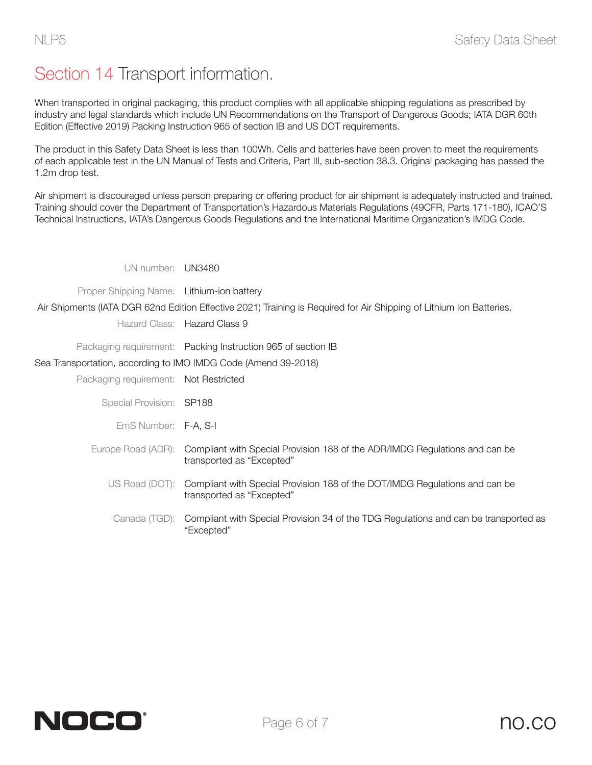# Section 14 Transport information.

When transported in original packaging, this product complies with all applicable shipping regulations as prescribed by industry and legal standards which include UN Recommendations on the Transport of Dangerous Goods; IATA DGR 60th Edition (Effective 2019) Packing Instruction 965 of section IB and US DOT requirements.

The product in this Safety Data Sheet is less than 100Wh. Cells and batteries have been proven to meet the requirements of each applicable test in the UN Manual of Tests and Criteria, Part III, sub-section 38.3. Original packaging has passed the 1.2m drop test.

Air shipment is discouraged unless person preparing or offering product for air shipment is adequately instructed and trained. Training should cover the Department of Transportation's Hazardous Materials Regulations (49CFR, Parts 171-180), ICAO'S Technical Instructions, IATA's Dangerous Goods Regulations and the International Maritime Organization's IMDG Code.

UN number: UN3480

Proper Shipping Name: Lithium-ion battery

Air Shipments (IATA DGR 62nd Edition Effective 2021) Training is Required for Air Shipping of Lithium Ion Batteries.

Hazard Class: Hazard Class 9

Packaging requirement: Packing Instruction 965 of section IB

Sea Transportation, according to IMO IMDG Code (Amend 39-2018)

Packaging requirement: Not Restricted

Special Provision: SP188

EmS Number: F-A, S-I

Europe Road (ADR): Compliant with Special Provision 188 of the ADR/IMDG Regulations and can be transported as "Excepted"

US Road (DOT): Compliant with Special Provision 188 of the DOT/IMDG Regulations and can be transported as "Excepted"

Canada (TGD): Compliant with Special Provision 34 of the TDG Regulations and can be transported as "Excepted"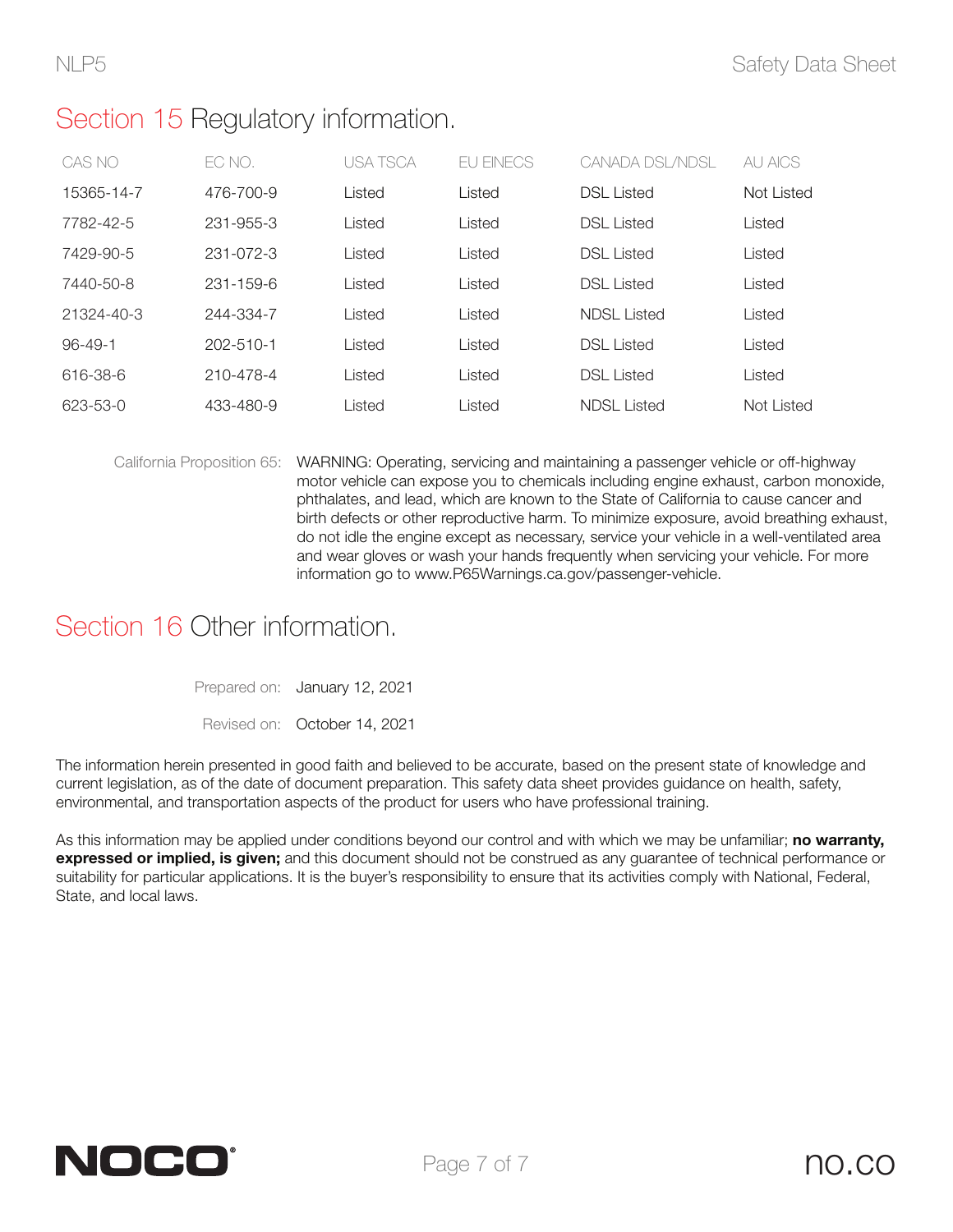## Section 15 Regulatory information.

| CAS NO | EC NO. | USA TSCA | EU EINECS | CANADA DSL/NDSL | AU AICS |
|---|---|---|---|---|---|
| 15365-14-7 | 476-700-9 | Listed | Listed | DSL Listed | Not Listed |
| 7782-42-5 | 231-955-3 | Listed | Listed | DSL Listed | Listed |
| 7429-90-5 | 231-072-3 | Listed | Listed | DSL Listed | Listed |
| 7440-50-8 | 231-159-6 | Listed | Listed | DSL Listed | Listed |
| 21324-40-3 | 244-334-7 | Listed | Listed | NDSL Listed | Listed |
| 96-49-1 | 202-510-1 | Listed | Listed | DSL Listed | Listed |
| 616-38-6 | 210-478-4 | Listed | Listed | DSL Listed | Listed |
| 623-53-0 | 433-480-9 | Listed | Listed | NDSL Listed | Not Listed |

California Proposition 65: WARNING: Operating, servicing and maintaining a passenger vehicle or off-highway motor vehicle can expose you to chemicals including engine exhaust, carbon monoxide, phthalates, and lead, which are known to the State of California to cause cancer and birth defects or other reproductive harm. To minimize exposure, avoid breathing exhaust, do not idle the engine except as necessary, service your vehicle in a well-ventilated area and wear gloves or wash your hands frequently when servicing your vehicle. For more information go to www.P65Warnings.ca.gov/passenger-vehicle.

## Section 16 Other information.

Prepared on: January 12, 2021

Revised on: October 14, 2021

The information herein presented in good faith and believed to be accurate, based on the present state of knowledge and current legislation, as of the date of document preparation. This safety data sheet provides guidance on health, safety, environmental, and transportation aspects of the product for users who have professional training.

As this information may be applied under conditions beyond our control and with which we may be unfamiliar; **no warranty, expressed or implied, is given;** and this document should not be construed as any guarantee of technical performance or suitability for particular applications. It is the buyer's responsibility to ensure that its activities comply with National, Federal, State, and local laws.